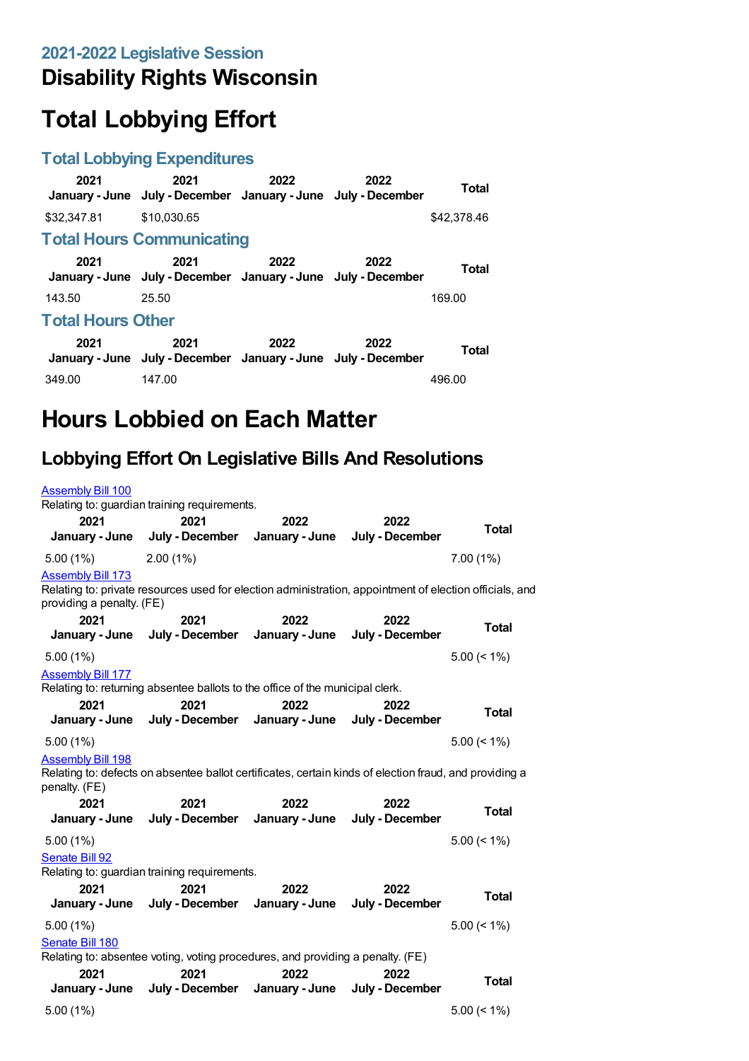### 2021-2022 Legislative Session

# Disability Rights Wisconsin

# Total Lobbying Effort

### Total Lobbying Expenditures

| 2021 January - June | 2021 July - December | 2022 January - June | 2022 July - December | Total |
|---|---|---|---|---|
| $32,347.81 | $10,030.65 | | | $42,378.46 |

### Total Hours Communicating

| 2021 January - June | 2021 July - December | 2022 January - June | 2022 July - December | Total |
|---|---|---|---|---|
| 143.50 | 25.50 | | | 169.00 |

### Total Hours Other

| 2021 January - June | 2021 July - December | 2022 January - June | 2022 July - December | Total |
|---|---|---|---|---|
| 349.00 | 147.00 | | | 496.00 |

# Hours Lobbied on Each Matter

## Lobbying Effort On Legislative Bills And Resolutions

Assembly Bill 100
Relating to: guardian training requirements.

| 2021 January - June | 2021 July - December | 2022 January - June | 2022 July - December | Total |
|---|---|---|---|---|
| 5.00 (1%) | 2.00 (1%) | | | 7.00 (1%) |

Assembly Bill 173
Relating to: private resources used for election administration, appointment of election officials, and providing a penalty. (FE)

| 2021 January - June | 2021 July - December | 2022 January - June | 2022 July - December | Total |
|---|---|---|---|---|
| 5.00 (1%) | | | | 5.00 (< 1%) |

Assembly Bill 177
Relating to: returning absentee ballots to the office of the municipal clerk.

| 2021 January - June | 2021 July - December | 2022 January - June | 2022 July - December | Total |
|---|---|---|---|---|
| 5.00 (1%) | | | | 5.00 (< 1%) |

Assembly Bill 198
Relating to: defects on absentee ballot certificates, certain kinds of election fraud, and providing a penalty. (FE)

| 2021 January - June | 2021 July - December | 2022 January - June | 2022 July - December | Total |
|---|---|---|---|---|
| 5.00 (1%) | | | | 5.00 (< 1%) |

Senate Bill 92
Relating to: guardian training requirements.

| 2021 January - June | 2021 July - December | 2022 January - June | 2022 July - December | Total |
|---|---|---|---|---|
| 5.00 (1%) | | | | 5.00 (< 1%) |

Senate Bill 180
Relating to: absentee voting, voting procedures, and providing a penalty. (FE)

| 2021 January - June | 2021 July - December | 2022 January - June | 2022 July - December | Total |
|---|---|---|---|---|
| 5.00 (1%) | | | | 5.00 (< 1%) |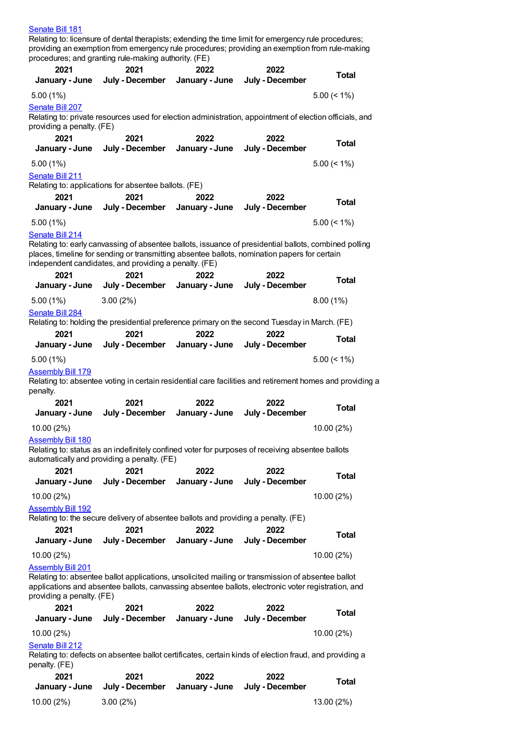Senate Bill 181

Relating to: licensure of dental therapists; extending the time limit for emergency rule procedures; providing an exemption from emergency rule procedures; providing an exemption from rule-making procedures; and granting rule-making authority. (FE)

| 2021 January - June | 2021 July - December | 2022 January - June | 2022 July - December | Total |
|---|---|---|---|---|
| 5.00 (1%) | | | | 5.00 (< 1%) |

Senate Bill 207

Relating to: private resources used for election administration, appointment of election officials, and providing a penalty. (FE)

| 2021 January - June | 2021 July - December | 2022 January - June | 2022 July - December | Total |
|---|---|---|---|---|
| 5.00 (1%) | | | | 5.00 (< 1%) |

Senate Bill 211

Relating to: applications for absentee ballots. (FE)

| 2021 January - June | 2021 July - December | 2022 January - June | 2022 July - December | Total |
|---|---|---|---|---|
| 5.00 (1%) | | | | 5.00 (< 1%) |

Senate Bill 214

Relating to: early canvassing of absentee ballots, issuance of presidential ballots, combined polling places, timeline for sending or transmitting absentee ballots, nomination papers for certain independent candidates, and providing a penalty. (FE)

| 2021 January - June | 2021 July - December | 2022 January - June | 2022 July - December | Total |
|---|---|---|---|---|
| 5.00 (1%) | 3.00 (2%) | | | 8.00 (1%) |

Senate Bill 284

Relating to: holding the presidential preference primary on the second Tuesday in March. (FE)

| 2021 January - June | 2021 July - December | 2022 January - June | 2022 July - December | Total |
|---|---|---|---|---|
| 5.00 (1%) | | | | 5.00 (< 1%) |

Assembly Bill 179

Relating to: absentee voting in certain residential care facilities and retirement homes and providing a penalty.

| 2021 January - June | 2021 July - December | 2022 January - June | 2022 July - December | Total |
|---|---|---|---|---|
| 10.00 (2%) | | | | 10.00 (2%) |

Assembly Bill 180

Relating to: status as an indefinitely confined voter for purposes of receiving absentee ballots automatically and providing a penalty. (FE)

| 2021 January - June | 2021 July - December | 2022 January - June | 2022 July - December | Total |
|---|---|---|---|---|
| 10.00 (2%) | | | | 10.00 (2%) |

Assembly Bill 192

Relating to: the secure delivery of absentee ballots and providing a penalty. (FE)

| 2021 January - June | 2021 July - December | 2022 January - June | 2022 July - December | Total |
|---|---|---|---|---|
| 10.00 (2%) | | | | 10.00 (2%) |

Assembly Bill 201

Relating to: absentee ballot applications, unsolicited mailing or transmission of absentee ballot applications and absentee ballots, canvassing absentee ballots, electronic voter registration, and providing a penalty. (FE)

| 2021 January - June | 2021 July - December | 2022 January - June | 2022 July - December | Total |
|---|---|---|---|---|
| 10.00 (2%) | | | | 10.00 (2%) |

Senate Bill 212

Relating to: defects on absentee ballot certificates, certain kinds of election fraud, and providing a penalty. (FE)

| 2021 January - June | 2021 July - December | 2022 January - June | 2022 July - December | Total |
|---|---|---|---|---|
| 10.00 (2%) | 3.00 (2%) | | | 13.00 (2%) |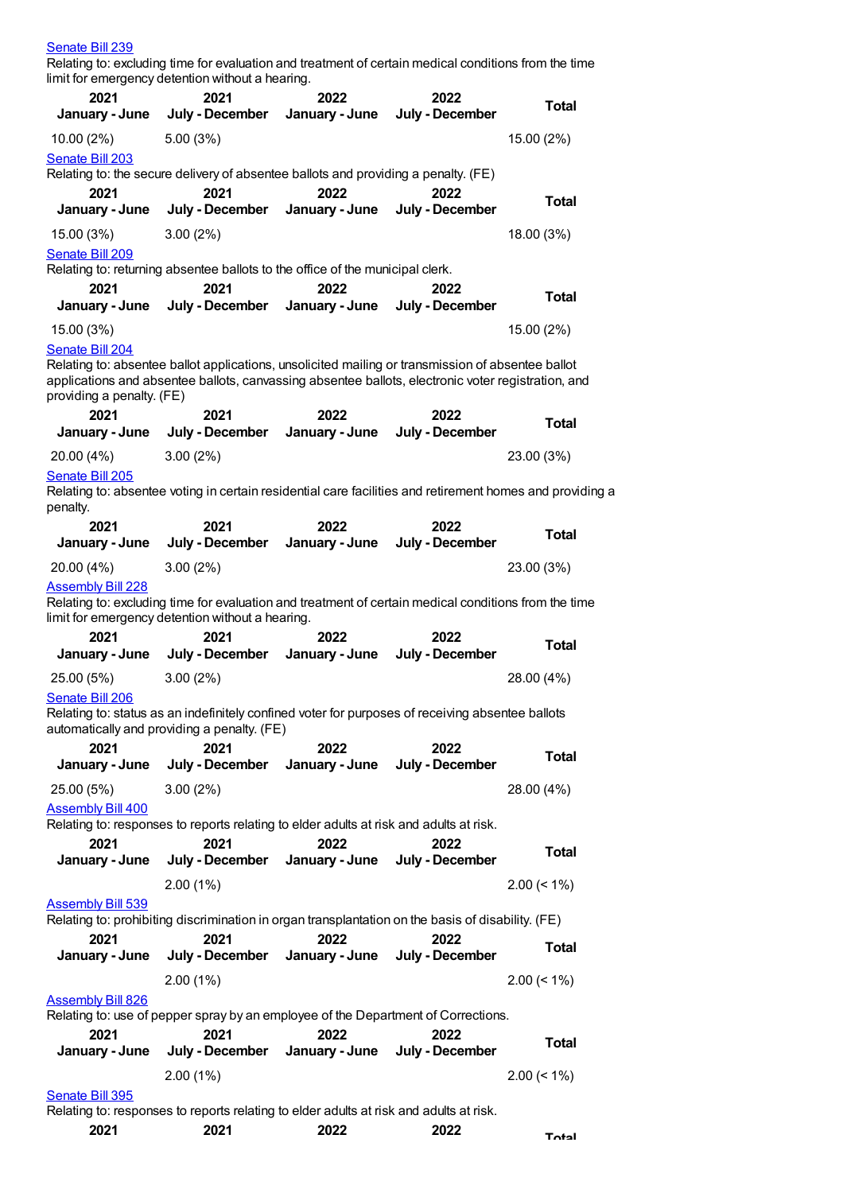Senate Bill 239

Relating to: excluding time for evaluation and treatment of certain medical conditions from the time limit for emergency detention without a hearing.

| 2021 January - June | 2021 July - December | 2022 January - June | 2022 July - December | Total |
|---|---|---|---|---|
| 10.00 (2%) | 5.00 (3%) | | | 15.00 (2%) |

Senate Bill 203

Relating to: the secure delivery of absentee ballots and providing a penalty. (FE)

| 2021 January - June | 2021 July - December | 2022 January - June | 2022 July - December | Total |
|---|---|---|---|---|
| 15.00 (3%) | 3.00 (2%) | | | 18.00 (3%) |

Senate Bill 209

Relating to: returning absentee ballots to the office of the municipal clerk.

| 2021 January - June | 2021 July - December | 2022 January - June | 2022 July - December | Total |
|---|---|---|---|---|
| 15.00 (3%) | | | | 15.00 (2%) |

Senate Bill 204

Relating to: absentee ballot applications, unsolicited mailing or transmission of absentee ballot applications and absentee ballots, canvassing absentee ballots, electronic voter registration, and providing a penalty. (FE)

| 2021 January - June | 2021 July - December | 2022 January - June | 2022 July - December | Total |
|---|---|---|---|---|
| 20.00 (4%) | 3.00 (2%) | | | 23.00 (3%) |

Senate Bill 205

Relating to: absentee voting in certain residential care facilities and retirement homes and providing a penalty.

| 2021 January - June | 2021 July - December | 2022 January - June | 2022 July - December | Total |
|---|---|---|---|---|
| 20.00 (4%) | 3.00 (2%) | | | 23.00 (3%) |

Assembly Bill 228

Relating to: excluding time for evaluation and treatment of certain medical conditions from the time limit for emergency detention without a hearing.

| 2021 January - June | 2021 July - December | 2022 January - June | 2022 July - December | Total |
|---|---|---|---|---|
| 25.00 (5%) | 3.00 (2%) | | | 28.00 (4%) |

Senate Bill 206

Relating to: status as an indefinitely confined voter for purposes of receiving absentee ballots automatically and providing a penalty. (FE)

| 2021 January - June | 2021 July - December | 2022 January - June | 2022 July - December | Total |
|---|---|---|---|---|
| 25.00 (5%) | 3.00 (2%) | | | 28.00 (4%) |

Assembly Bill 400

Relating to: responses to reports relating to elder adults at risk and adults at risk.

| 2021 January - June | 2021 July - December | 2022 January - June | 2022 July - December | Total |
|---|---|---|---|---|
| | 2.00 (1%) | | | 2.00 (< 1%) |

Assembly Bill 539

Relating to: prohibiting discrimination in organ transplantation on the basis of disability. (FE)

| 2021 January - June | 2021 July - December | 2022 January - June | 2022 July - December | Total |
|---|---|---|---|---|
| | 2.00 (1%) | | | 2.00 (< 1%) |

Assembly Bill 826

Relating to: use of pepper spray by an employee of the Department of Corrections.

| 2021 January - June | 2021 July - December | 2022 January - June | 2022 July - December | Total |
|---|---|---|---|---|
| | 2.00 (1%) | | | 2.00 (< 1%) |

Senate Bill 395

Relating to: responses to reports relating to elder adults at risk and adults at risk.

| 2021 | 2021 | 2022 | 2022 | Total |
|---|---|---|---|---|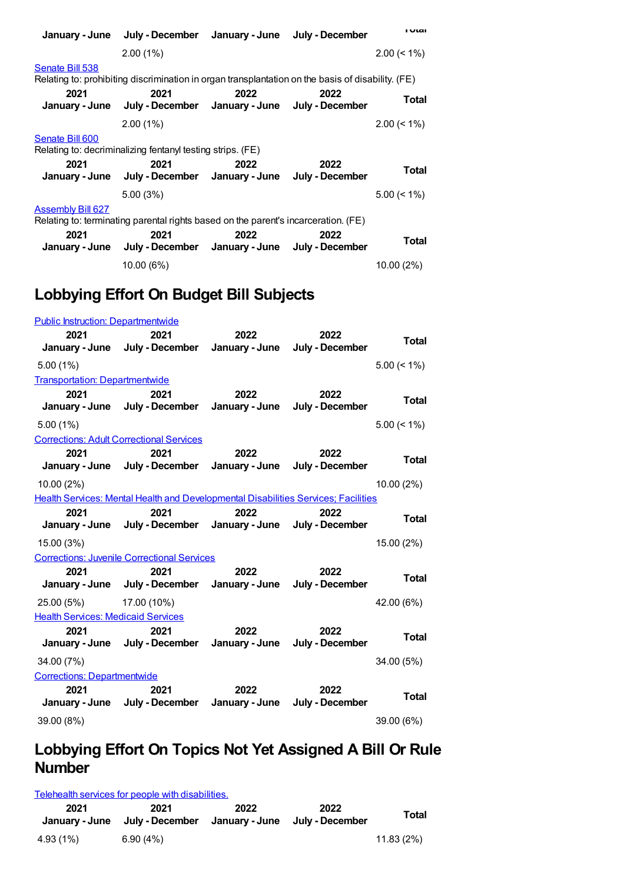| January - June | July - December | January - June | July - December | Total |
|---|---|---|---|---|
| | 2.00 (1%) | | | 2.00 (< 1%) |

Senate Bill 538

Relating to: prohibiting discrimination in organ transplantation on the basis of disability. (FE)

| 2021 January - June | 2021 July - December | 2022 January - June | 2022 July - December | Total |
|---|---|---|---|---|
| | 2.00 (1%) | | | 2.00 (< 1%) |

Senate Bill 600

Relating to: decriminalizing fentanyl testing strips. (FE)

| 2021 January - June | 2021 July - December | 2022 January - June | 2022 July - December | Total |
|---|---|---|---|---|
| | 5.00 (3%) | | | 5.00 (< 1%) |

Assembly Bill 627

Relating to: terminating parental rights based on the parent's incarceration. (FE)

| 2021 January - June | 2021 July - December | 2022 January - June | 2022 July - December | Total |
|---|---|---|---|---|
| | 10.00 (6%) | | | 10.00 (2%) |

## Lobbying Effort On Budget Bill Subjects

Public Instruction: Departmentwide

| 2021 January - June | 2021 July - December | 2022 January - June | 2022 July - December | Total |
|---|---|---|---|---|
| 5.00 (1%) | | | | 5.00 (< 1%) |

Transportation: Departmentwide

| 2021 January - June | 2021 July - December | 2022 January - June | 2022 July - December | Total |
|---|---|---|---|---|
| 5.00 (1%) | | | | 5.00 (< 1%) |

Corrections: Adult Correctional Services

| 2021 January - June | 2021 July - December | 2022 January - June | 2022 July - December | Total |
|---|---|---|---|---|
| 10.00 (2%) | | | | 10.00 (2%) |

Health Services: Mental Health and Developmental Disabilities Services; Facilities

| 2021 January - June | 2021 July - December | 2022 January - June | 2022 July - December | Total |
|---|---|---|---|---|
| 15.00 (3%) | | | | 15.00 (2%) |

Corrections: Juvenile Correctional Services

| 2021 January - June | 2021 July - December | 2022 January - June | 2022 July - December | Total |
|---|---|---|---|---|
| 25.00 (5%) | 17.00 (10%) | | | 42.00 (6%) |

Health Services: Medicaid Services

| 2021 January - June | 2021 July - December | 2022 January - June | 2022 July - December | Total |
|---|---|---|---|---|
| 34.00 (7%) | | | | 34.00 (5%) |

Corrections: Departmentwide

| 2021 January - June | 2021 July - December | 2022 January - June | 2022 July - December | Total |
|---|---|---|---|---|
| 39.00 (8%) | | | | 39.00 (6%) |

## Lobbying Effort On Topics Not Yet Assigned A Bill Or Rule Number

Telehealth services for people with disabilities.

| 2021 January - June | 2021 July - December | 2022 January - June | 2022 July - December | Total |
|---|---|---|---|---|
| 4.93 (1%) | 6.90 (4%) | | | 11.83 (2%) |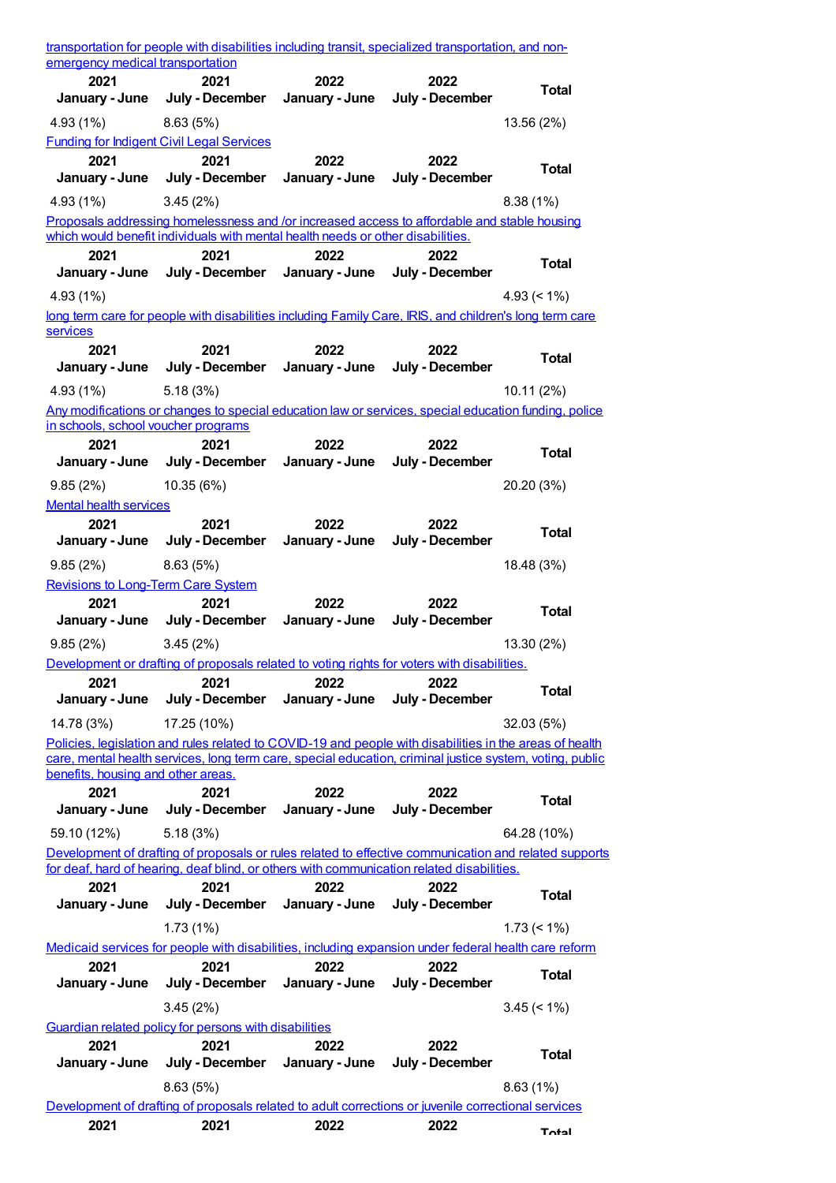transportation for people with disabilities including transit, specialized transportation, and non-emergency medical transportation

| 2021 January - June | 2021 July - December | 2022 January - June | 2022 July - December | Total |
|---|---|---|---|---|
| 4.93 (1%) | 8.63 (5%) | | | 13.56 (2%) |

Funding for Indigent Civil Legal Services

| 2021 January - June | 2021 July - December | 2022 January - June | 2022 July - December | Total |
|---|---|---|---|---|
| 4.93 (1%) | 3.45 (2%) | | | 8.38 (1%) |

Proposals addressing homelessness and /or increased access to affordable and stable housing which would benefit individuals with mental health needs or other disabilities.

| 2021 January - June | 2021 July - December | 2022 January - June | 2022 July - December | Total |
|---|---|---|---|---|
| 4.93 (1%) | | | | 4.93 (< 1%) |

long term care for people with disabilities including Family Care, IRIS, and children's long term care services

| 2021 January - June | 2021 July - December | 2022 January - June | 2022 July - December | Total |
|---|---|---|---|---|
| 4.93 (1%) | 5.18 (3%) | | | 10.11 (2%) |

Any modifications or changes to special education law or services, special education funding, police in schools, school voucher programs

| 2021 January - June | 2021 July - December | 2022 January - June | 2022 July - December | Total |
|---|---|---|---|---|
| 9.85 (2%) | 10.35 (6%) | | | 20.20 (3%) |

Mental health services

| 2021 January - June | 2021 July - December | 2022 January - June | 2022 July - December | Total |
|---|---|---|---|---|
| 9.85 (2%) | 8.63 (5%) | | | 18.48 (3%) |

Revisions to Long-Term Care System

| 2021 January - June | 2021 July - December | 2022 January - June | 2022 July - December | Total |
|---|---|---|---|---|
| 9.85 (2%) | 3.45 (2%) | | | 13.30 (2%) |

Development or drafting of proposals related to voting rights for voters with disabilities.

| 2021 January - June | 2021 July - December | 2022 January - June | 2022 July - December | Total |
|---|---|---|---|---|
| 14.78 (3%) | 17.25 (10%) | | | 32.03 (5%) |

Policies, legislation and rules related to COVID-19 and people with disabilities in the areas of health care, mental health services, long term care, special education, criminal justice system, voting, public benefits, housing and other areas.

| 2021 January - June | 2021 July - December | 2022 January - June | 2022 July - December | Total |
|---|---|---|---|---|
| 59.10 (12%) | 5.18 (3%) | | | 64.28 (10%) |

Development of drafting of proposals or rules related to effective communication and related supports for deaf, hard of hearing, deaf blind, or others with communication related disabilities.

| 2021 January - June | 2021 July - December | 2022 January - June | 2022 July - December | Total |
|---|---|---|---|---|
| | 1.73 (1%) | | | 1.73 (< 1%) |

Medicaid services for people with disabilities, including expansion under federal health care reform

| 2021 January - June | 2021 July - December | 2022 January - June | 2022 July - December | Total |
|---|---|---|---|---|
| | 3.45 (2%) | | | 3.45 (< 1%) |

Guardian related policy for persons with disabilities

| 2021 January - June | 2021 July - December | 2022 January - June | 2022 July - December | Total |
|---|---|---|---|---|
| | 8.63 (5%) | | | 8.63 (1%) |

Development of drafting of proposals related to adult corrections or juvenile correctional services

| 2021 | 2021 | 2022 | 2022 | Total |
|---|---|---|---|---|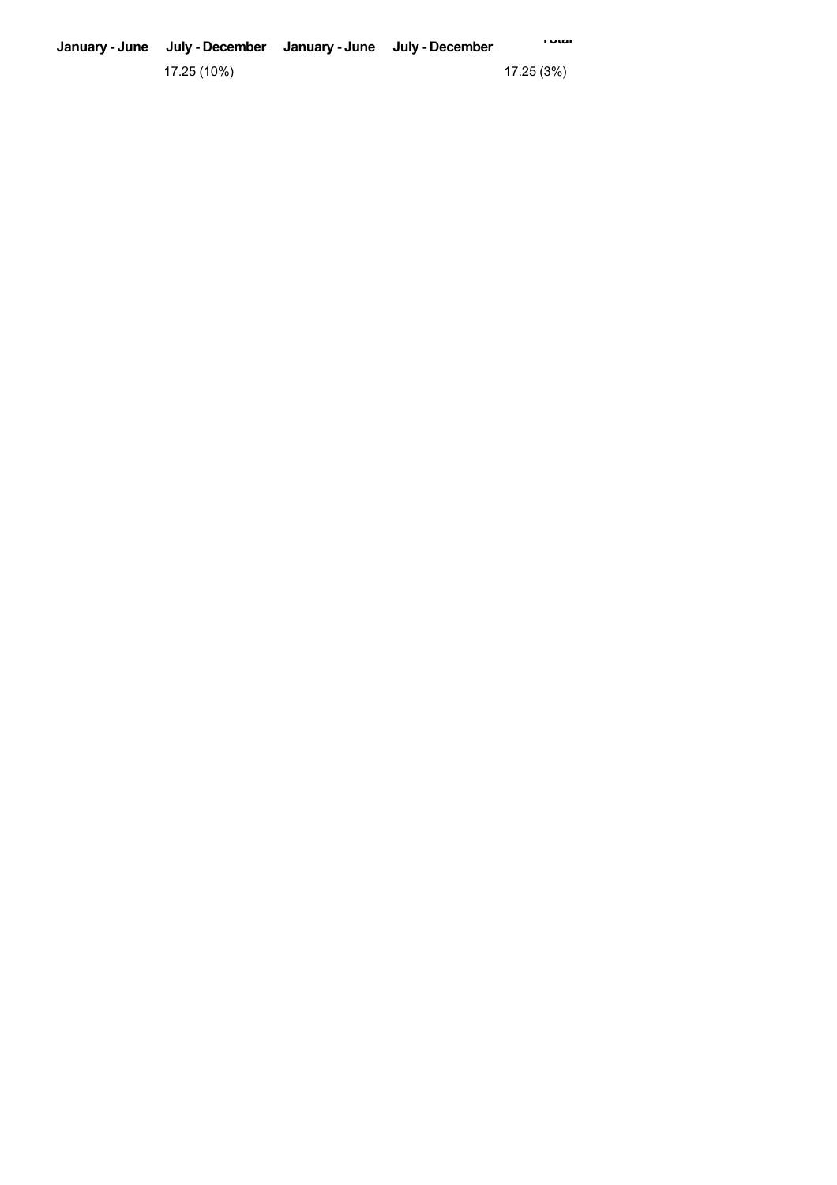| January - June | July - December | January - June | July - December | Total |
|---|---|---|---|---|
| | 17.25 (10%) | | | 17.25 (3%) |